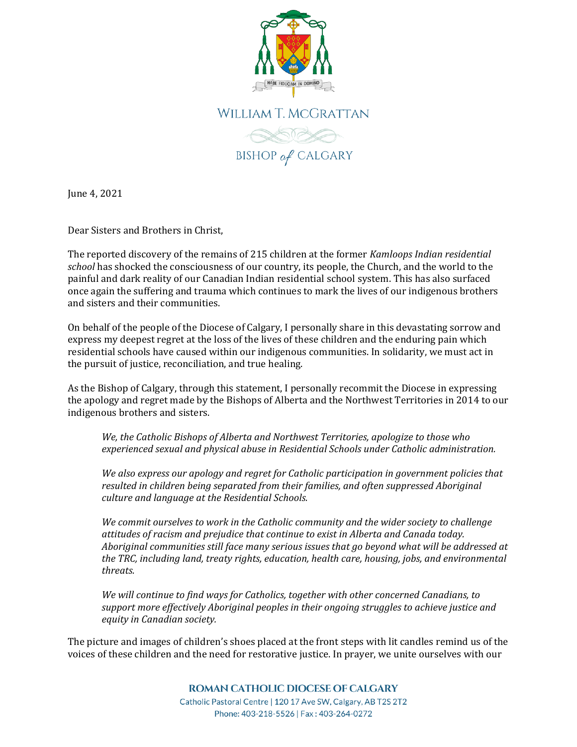HABE FIDUCIAM IN DOMINO

WILLIAM T. MCGRATTAN

BISHOP *of* CALGARY

June 4, 2021

Dear Sisters and Brothers in Christ,

The reported discovery of the remains of 215 children at the former *Kamloops Indian residential school* has shocked the consciousness of our country, its people, the Church, and the world to the painful and dark reality of our Canadian Indian residential school system. This has also surfaced once again the suffering and trauma which continues to mark the lives of our indigenous brothers and sisters and their communities.

On behalf of the people of the Diocese of Calgary, I personally share in this devastating sorrow and express my deepest regret at the loss of the lives of these children and the enduring pain which residential schools have caused within our indigenous communities. In solidarity, we must act in the pursuit of justice, reconciliation, and true healing.

As the Bishop of Calgary, through this statement, I personally recommit the Diocese in expressing the apology and regret made by the Bishops of Alberta and the Northwest Territories in 2014 to our indigenous brothers and sisters.

> *We, the Catholic Bishops of Alberta and Northwest Territories, apologize to those who experienced sexual and physical abuse in Residential Schools under Catholic administration.*
>
> *We also express our apology and regret for Catholic participation in government policies that resulted in children being separated from their families, and often suppressed Aboriginal culture and language at the Residential Schools.*
>
> *We commit ourselves to work in the Catholic community and the wider society to challenge attitudes of racism and prejudice that continue to exist in Alberta and Canada today. Aboriginal communities still face many serious issues that go beyond what will be addressed at the TRC, including land, treaty rights, education, health care, housing, jobs, and environmental threats.*
>
> *We will continue to find ways for Catholics, together with other concerned Canadians, to support more effectively Aboriginal peoples in their ongoing struggles to achieve justice and equity in Canadian society.*

The picture and images of children's shoes placed at the front steps with lit candles remind us of the voices of these children and the need for restorative justice. In prayer, we unite ourselves with our

**ROMAN CATHOLIC DIOCESE OF CALGARY**
Catholic Pastoral Centre | 120 17 Ave SW, Calgary, AB T2S 2T2
Phone: 403-218-5526 | Fax : 403-264-0272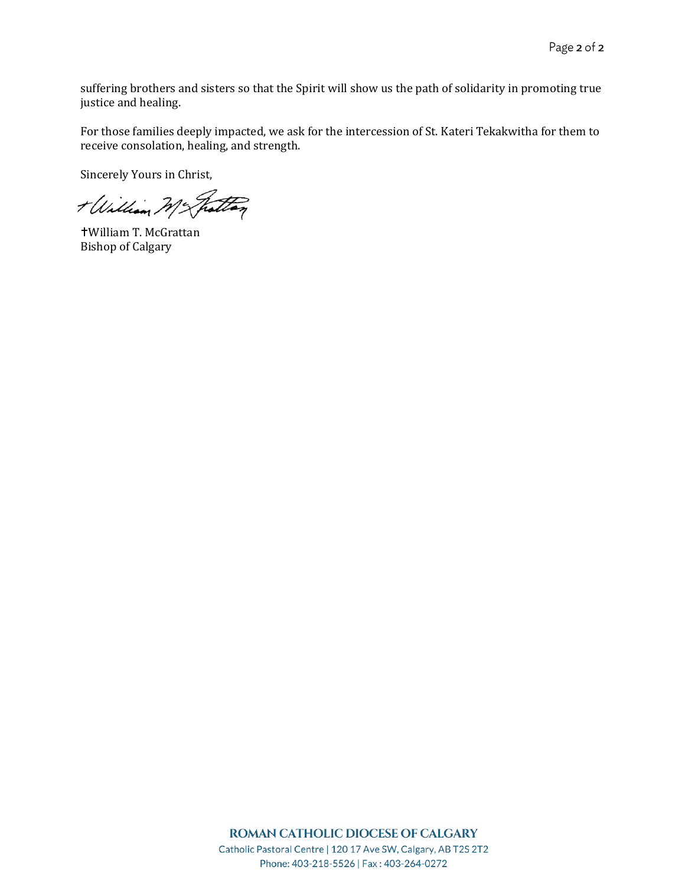suffering brothers and sisters so that the Spirit will show us the path of solidarity in promoting true justice and healing.

For those families deeply impacted, we ask for the intercession of St. Kateri Tekakwitha for them to receive consolation, healing, and strength.

Sincerely Yours in Christ,

†William T. McGrattan
Bishop of Calgary

**ROMAN CATHOLIC DIOCESE OF CALGARY**
Catholic Pastoral Centre | 120 17 Ave SW, Calgary, AB T2S 2T2
Phone: 403-218-5526 | Fax : 403-264-0272